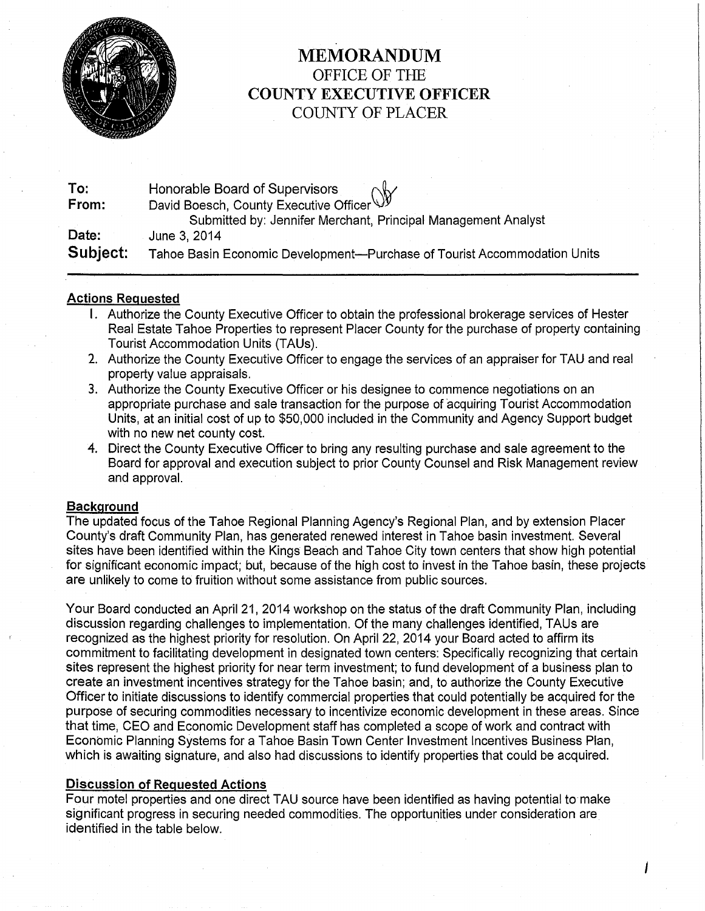# MEMORANDUM
## OFFICE OF THE
## COUNTY EXECUTIVE OFFICER
## COUNTY OF PLACER

**To:** Honorable Board of Supervisors
**From:** David Boesch, County Executive Officer
Submitted by: Jennifer Merchant, Principal Management Analyst
**Date:** June 3, 2014
**Subject:** Tahoe Basin Economic Development—Purchase of Tourist Accommodation Units

---

### Actions Requested

1. Authorize the County Executive Officer to obtain the professional brokerage services of Hester Real Estate Tahoe Properties to represent Placer County for the purchase of property containing Tourist Accommodation Units (TAUs).
2. Authorize the County Executive Officer to engage the services of an appraiser for TAU and real property value appraisals.
3. Authorize the County Executive Officer or his designee to commence negotiations on an appropriate purchase and sale transaction for the purpose of acquiring Tourist Accommodation Units, at an initial cost of up to $50,000 included in the Community and Agency Support budget with no new net county cost.
4. Direct the County Executive Officer to bring any resulting purchase and sale agreement to the Board for approval and execution subject to prior County Counsel and Risk Management review and approval.

### Background

The updated focus of the Tahoe Regional Planning Agency's Regional Plan, and by extension Placer County's draft Community Plan, has generated renewed interest in Tahoe basin investment. Several sites have been identified within the Kings Beach and Tahoe City town centers that show high potential for significant economic impact; but, because of the high cost to invest in the Tahoe basin, these projects are unlikely to come to fruition without some assistance from public sources.

Your Board conducted an April 21, 2014 workshop on the status of the draft Community Plan, including discussion regarding challenges to implementation. Of the many challenges identified, TAUs are recognized as the highest priority for resolution. On April 22, 2014 your Board acted to affirm its commitment to facilitating development in designated town centers: Specifically recognizing that certain sites represent the highest priority for near term investment; to fund development of a business plan to create an investment incentives strategy for the Tahoe basin; and, to authorize the County Executive Officer to initiate discussions to identify commercial properties that could potentially be acquired for the purpose of securing commodities necessary to incentivize economic development in these areas. Since that time, CEO and Economic Development staff has completed a scope of work and contract with Economic Planning Systems for a Tahoe Basin Town Center Investment Incentives Business Plan, which is awaiting signature, and also had discussions to identify properties that could be acquired.

### Discussion of Requested Actions

Four motel properties and one direct TAU source have been identified as having potential to make significant progress in securing needed commodities. The opportunities under consideration are identified in the table below.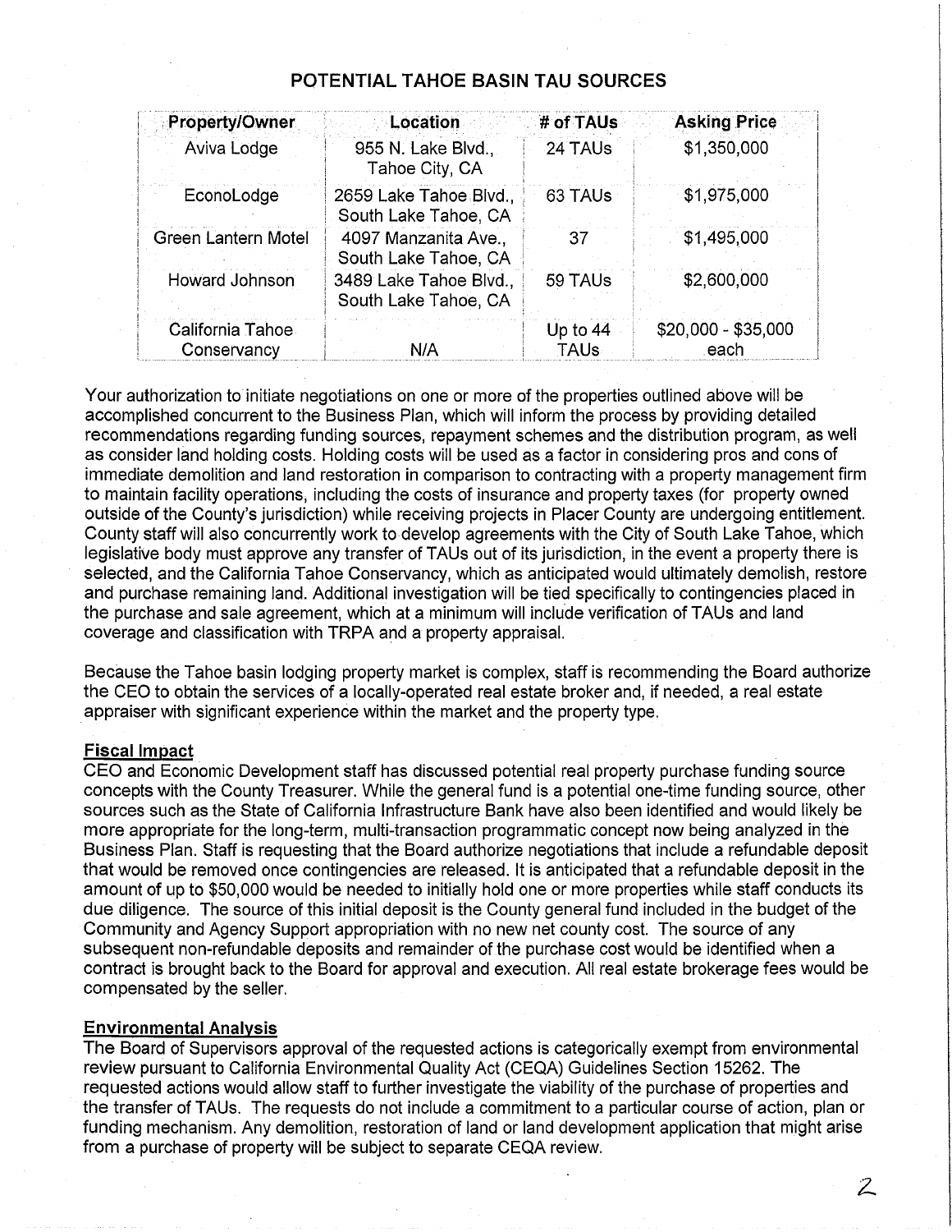## POTENTIAL TAHOE BASIN TAU SOURCES

| Property/Owner | Location | # of TAUs | Asking Price |
|---|---|---|---|
| Aviva Lodge | 955 N. Lake Blvd., Tahoe City, CA | 24 TAUs | $1,350,000 |
| EconoLodge | 2659 Lake Tahoe Blvd., South Lake Tahoe, CA | 63 TAUs | $1,975,000 |
| Green Lantern Motel | 4097 Manzanita Ave., South Lake Tahoe, CA | 37 | $1,495,000 |
| Howard Johnson | 3489 Lake Tahoe Blvd., South Lake Tahoe, CA | 59 TAUs | $2,600,000 |
| California Tahoe Conservancy | N/A | Up to 44 TAUs | $20,000 - $35,000 each |

Your authorization to initiate negotiations on one or more of the properties outlined above will be accomplished concurrent to the Business Plan, which will inform the process by providing detailed recommendations regarding funding sources, repayment schemes and the distribution program, as well as consider land holding costs. Holding costs will be used as a factor in considering pros and cons of immediate demolition and land restoration in comparison to contracting with a property management firm to maintain facility operations, including the costs of insurance and property taxes (for property owned outside of the County's jurisdiction) while receiving projects in Placer County are undergoing entitlement. County staff will also concurrently work to develop agreements with the City of South Lake Tahoe, which legislative body must approve any transfer of TAUs out of its jurisdiction, in the event a property there is selected, and the California Tahoe Conservancy, which as anticipated would ultimately demolish, restore and purchase remaining land. Additional investigation will be tied specifically to contingencies placed in the purchase and sale agreement, which at a minimum will include verification of TAUs and land coverage and classification with TRPA and a property appraisal.

Because the Tahoe basin lodging property market is complex, staff is recommending the Board authorize the CEO to obtain the services of a locally-operated real estate broker and, if needed, a real estate appraiser with significant experience within the market and the property type.

### Fiscal Impact

CEO and Economic Development staff has discussed potential real property purchase funding source concepts with the County Treasurer. While the general fund is a potential one-time funding source, other sources such as the State of California Infrastructure Bank have also been identified and would likely be more appropriate for the long-term, multi-transaction programmatic concept now being analyzed in the Business Plan. Staff is requesting that the Board authorize negotiations that include a refundable deposit that would be removed once contingencies are released. It is anticipated that a refundable deposit in the amount of up to $50,000 would be needed to initially hold one or more properties while staff conducts its due diligence. The source of this initial deposit is the County general fund included in the budget of the Community and Agency Support appropriation with no new net county cost. The source of any subsequent non-refundable deposits and remainder of the purchase cost would be identified when a contract is brought back to the Board for approval and execution. All real estate brokerage fees would be compensated by the seller.

### Environmental Analysis

The Board of Supervisors approval of the requested actions is categorically exempt from environmental review pursuant to California Environmental Quality Act (CEQA) Guidelines Section 15262. The requested actions would allow staff to further investigate the viability of the purchase of properties and the transfer of TAUs. The requests do not include a commitment to a particular course of action, plan or funding mechanism. Any demolition, restoration of land or land development application that might arise from a purchase of property will be subject to separate CEQA review.